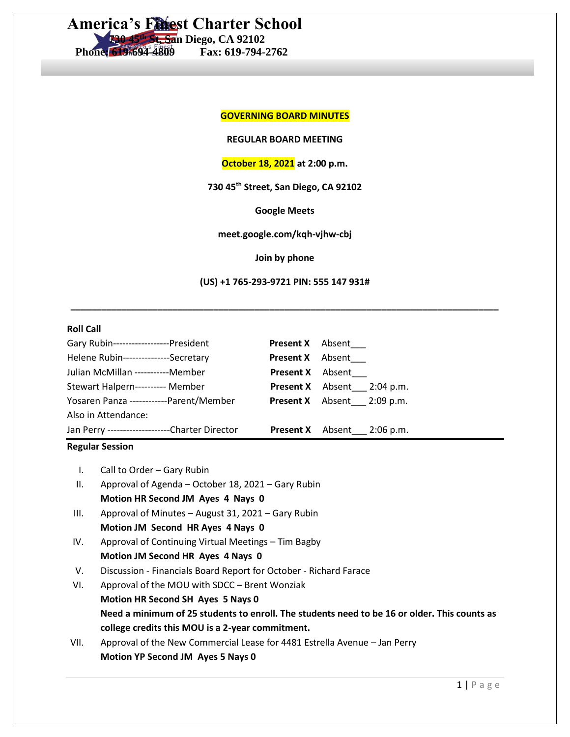# America's Finest Charter School

**730 45th St, San Diego, CA 92102**

**Phone: 619-694-4809 Fax: 619-794-2762**

**GOVERNING BOARD MINUTES**

**REGULAR BOARD MEETING**

**October 18, 2021 at 2:00 p.m.**

**730 45th Street, San Diego, CA 92102**

**Google Meets**

**meet.google.com/kqh-vjhw-cbj**

**Join by phone**

**(US) +1 765-293-9721 PIN: 555 147 931#**

---

**Roll Call**

| | | | |
|---|---|---|---|
| Gary Rubin------------------President | **Present X** | Absent___ | |
| Helene Rubin---------------Secretary | **Present X** | Absent___ | |
| Julian McMillan -----------Member | **Present X** | Absent___ | |
| Stewart Halpern---------- Member | **Present X** | Absent___ | 2:04 p.m. |
| Yosaren Panza ------------Parent/Member | **Present X** | Absent___ | 2:09 p.m. |
| Also in Attendance: | | | |
| Jan Perry --------------------Charter Director | **Present X** | Absent___ | 2:06 p.m. |

**Regular Session**

I. Call to Order – Gary Rubin

II. Approval of Agenda – October 18, 2021 – Gary Rubin
**Motion HR Second JM Ayes 4 Nays 0**

III. Approval of Minutes – August 31, 2021 – Gary Rubin
**Motion JM Second HR Ayes 4 Nays 0**

IV. Approval of Continuing Virtual Meetings – Tim Bagby
**Motion JM Second HR Ayes 4 Nays 0**

V. Discussion - Financials Board Report for October - Richard Farace

VI. Approval of the MOU with SDCC – Brent Wonziak
**Motion HR Second SH Ayes 5 Nays 0**
**Need a minimum of 25 students to enroll. The students need to be 16 or older. This counts as college credits this MOU is a 2-year commitment.**

VII. Approval of the New Commercial Lease for 4481 Estrella Avenue – Jan Perry
**Motion YP Second JM Ayes 5 Nays 0**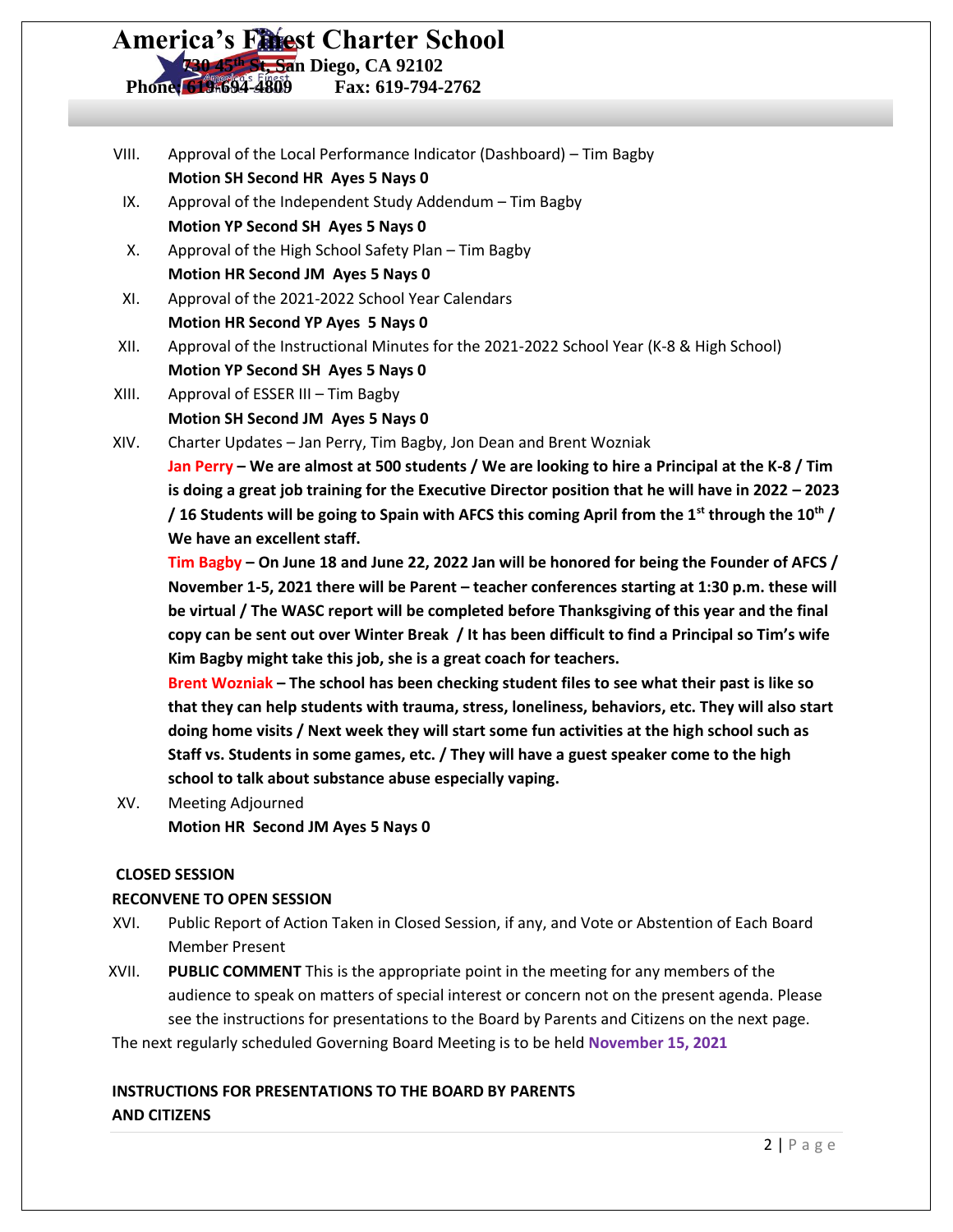VIII. Approval of the Local Performance Indicator (Dashboard) – Tim Bagby
**Motion SH Second HR Ayes 5 Nays 0**

IX. Approval of the Independent Study Addendum – Tim Bagby
**Motion YP Second SH Ayes 5 Nays 0**

X. Approval of the High School Safety Plan – Tim Bagby
**Motion HR Second JM Ayes 5 Nays 0**

XI. Approval of the 2021-2022 School Year Calendars
**Motion HR Second YP Ayes 5 Nays 0**

XII. Approval of the Instructional Minutes for the 2021-2022 School Year (K-8 & High School)
**Motion YP Second SH Ayes 5 Nays 0**

XIII. Approval of ESSER III – Tim Bagby
**Motion SH Second JM Ayes 5 Nays 0**

XIV. Charter Updates – Jan Perry, Tim Bagby, Jon Dean and Brent Wozniak

**Jan Perry – We are almost at 500 students / We are looking to hire a Principal at the K-8 / Tim is doing a great job training for the Executive Director position that he will have in 2022 – 2023 / 16 Students will be going to Spain with AFCS this coming April from the 1st through the 10th / We have an excellent staff.**

**Tim Bagby – On June 18 and June 22, 2022 Jan will be honored for being the Founder of AFCS / November 1-5, 2021 there will be Parent – teacher conferences starting at 1:30 p.m. these will be virtual / The WASC report will be completed before Thanksgiving of this year and the final copy can be sent out over Winter Break / It has been difficult to find a Principal so Tim's wife Kim Bagby might take this job, she is a great coach for teachers.**

**Brent Wozniak – The school has been checking student files to see what their past is like so that they can help students with trauma, stress, loneliness, behaviors, etc. They will also start doing home visits / Next week they will start some fun activities at the high school such as Staff vs. Students in some games, etc. / They will have a guest speaker come to the high school to talk about substance abuse especially vaping.**

XV. Meeting Adjourned
**Motion HR Second JM Ayes 5 Nays 0**

**CLOSED SESSION**

**RECONVENE TO OPEN SESSION**

XVI. Public Report of Action Taken in Closed Session, if any, and Vote or Abstention of Each Board Member Present

XVII. **PUBLIC COMMENT** This is the appropriate point in the meeting for any members of the audience to speak on matters of special interest or concern not on the present agenda. Please see the instructions for presentations to the Board by Parents and Citizens on the next page.

The next regularly scheduled Governing Board Meeting is to be held **November 15, 2021**

**INSTRUCTIONS FOR PRESENTATIONS TO THE BOARD BY PARENTS AND CITIZENS**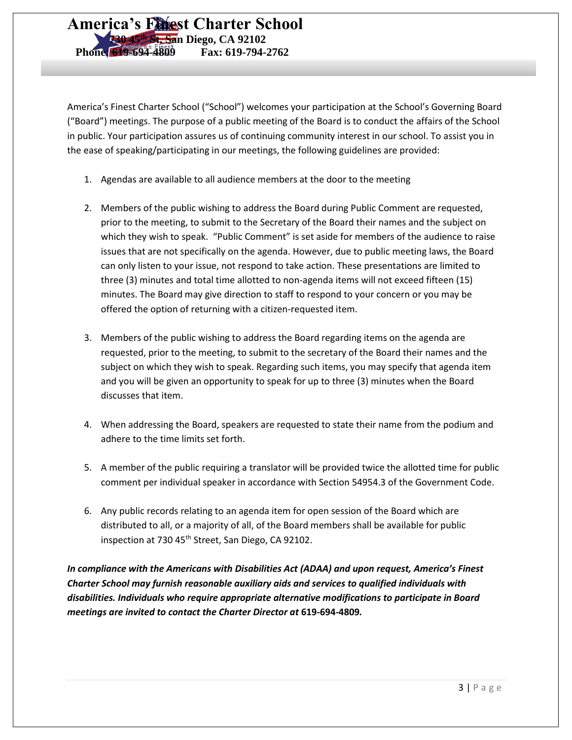# America's Finest Charter School

**730 45th St, San Diego, CA 92102**

**Phone: 619-694-4809 Fax: 619-794-2762**

America's Finest Charter School ("School") welcomes your participation at the School's Governing Board ("Board") meetings. The purpose of a public meeting of the Board is to conduct the affairs of the School in public. Your participation assures us of continuing community interest in our school. To assist you in the ease of speaking/participating in our meetings, the following guidelines are provided:

1. Agendas are available to all audience members at the door to the meeting

2. Members of the public wishing to address the Board during Public Comment are requested, prior to the meeting, to submit to the Secretary of the Board their names and the subject on which they wish to speak. "Public Comment" is set aside for members of the audience to raise issues that are not specifically on the agenda. However, due to public meeting laws, the Board can only listen to your issue, not respond to take action. These presentations are limited to three (3) minutes and total time allotted to non-agenda items will not exceed fifteen (15) minutes. The Board may give direction to staff to respond to your concern or you may be offered the option of returning with a citizen-requested item.

3. Members of the public wishing to address the Board regarding items on the agenda are requested, prior to the meeting, to submit to the secretary of the Board their names and the subject on which they wish to speak. Regarding such items, you may specify that agenda item and you will be given an opportunity to speak for up to three (3) minutes when the Board discusses that item.

4. When addressing the Board, speakers are requested to state their name from the podium and adhere to the time limits set forth.

5. A member of the public requiring a translator will be provided twice the allotted time for public comment per individual speaker in accordance with Section 54954.3 of the Government Code.

6. Any public records relating to an agenda item for open session of the Board which are distributed to all, or a majority of all, of the Board members shall be available for public inspection at 730 45th Street, San Diego, CA 92102.

***In compliance with the Americans with Disabilities Act (ADAA) and upon request, America's Finest Charter School may furnish reasonable auxiliary aids and services to qualified individuals with disabilities. Individuals who require appropriate alternative modifications to participate in Board meetings are invited to contact the Charter Director at 619-694-4809.***